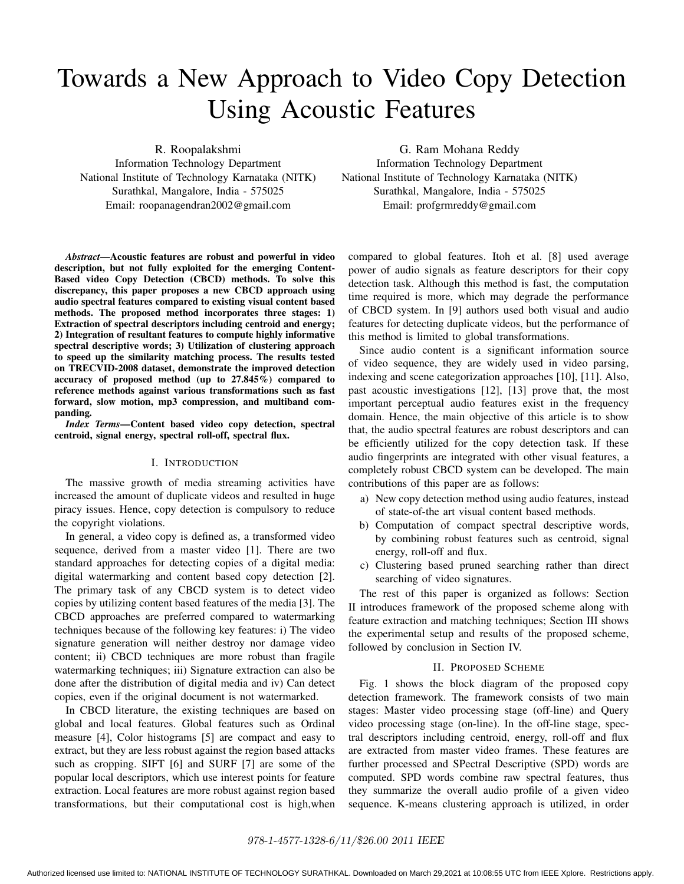# Towards a New Approach to Video Copy Detection Using Acoustic Features

R. Roopalakshmi
Information Technology Department
National Institute of Technology Karnataka (NITK)
Surathkal, Mangalore, India - 575025
Email: roopanagendran2002@gmail.com

G. Ram Mohana Reddy
Information Technology Department
National Institute of Technology Karnataka (NITK)
Surathkal, Mangalore, India - 575025
Email: profgrmreddy@gmail.com

***Abstract*—Acoustic features are robust and powerful in video description, but not fully exploited for the emerging Content-Based video Copy Detection (CBCD) methods. To solve this discrepancy, this paper proposes a new CBCD approach using audio spectral features compared to existing visual content based methods. The proposed method incorporates three stages: 1) Extraction of spectral descriptors including centroid and energy; 2) Integration of resultant features to compute highly informative spectral descriptive words; 3) Utilization of clustering approach to speed up the similarity matching process. The results tested on TRECVID-2008 dataset, demonstrate the improved detection accuracy of proposed method (up to 27.845%) compared to reference methods against various transformations such as fast forward, slow motion, mp3 compression, and multiband companding.**

***Index Terms*—Content based video copy detection, spectral centroid, signal energy, spectral roll-off, spectral flux.**

## I. Introduction

The massive growth of media streaming activities have increased the amount of duplicate videos and resulted in huge piracy issues. Hence, copy detection is compulsory to reduce the copyright violations.

In general, a video copy is defined as, a transformed video sequence, derived from a master video [1]. There are two standard approaches for detecting copies of a digital media: digital watermarking and content based copy detection [2]. The primary task of any CBCD system is to detect video copies by utilizing content based features of the media [3]. The CBCD approaches are preferred compared to watermarking techniques because of the following key features: i) The video signature generation will neither destroy nor damage video content; ii) CBCD techniques are more robust than fragile watermarking techniques; iii) Signature extraction can also be done after the distribution of digital media and iv) Can detect copies, even if the original document is not watermarked.

In CBCD literature, the existing techniques are based on global and local features. Global features such as Ordinal measure [4], Color histograms [5] are compact and easy to extract, but they are less robust against the region based attacks such as cropping. SIFT [6] and SURF [7] are some of the popular local descriptors, which use interest points for feature extraction. Local features are more robust against region based transformations, but their computational cost is high,when compared to global features. Itoh et al. [8] used average power of audio signals as feature descriptors for their copy detection task. Although this method is fast, the computation time required is more, which may degrade the performance of CBCD system. In [9] authors used both visual and audio features for detecting duplicate videos, but the performance of this method is limited to global transformations.

Since audio content is a significant information source of video sequence, they are widely used in video parsing, indexing and scene categorization approaches [10], [11]. Also, past acoustic investigations [12], [13] prove that, the most important perceptual audio features exist in the frequency domain. Hence, the main objective of this article is to show that, the audio spectral features are robust descriptors and can be efficiently utilized for the copy detection task. If these audio fingerprints are integrated with other visual features, a completely robust CBCD system can be developed. The main contributions of this paper are as follows:

a) New copy detection method using audio features, instead of state-of-the art visual content based methods.
b) Computation of compact spectral descriptive words, by combining robust features such as centroid, signal energy, roll-off and flux.
c) Clustering based pruned searching rather than direct searching of video signatures.

The rest of this paper is organized as follows: Section II introduces framework of the proposed scheme along with feature extraction and matching techniques; Section III shows the experimental setup and results of the proposed scheme, followed by conclusion in Section IV.

## II. Proposed Scheme

Fig. 1 shows the block diagram of the proposed copy detection framework. The framework consists of two main stages: Master video processing stage (off-line) and Query video processing stage (on-line). In the off-line stage, spectral descriptors including centroid, energy, roll-off and flux are extracted from master video frames. These features are further processed and SPectral Descriptive (SPD) words are computed. SPD words combine raw spectral features, thus they summarize the overall audio profile of a given video sequence. K-means clustering approach is utilized, in order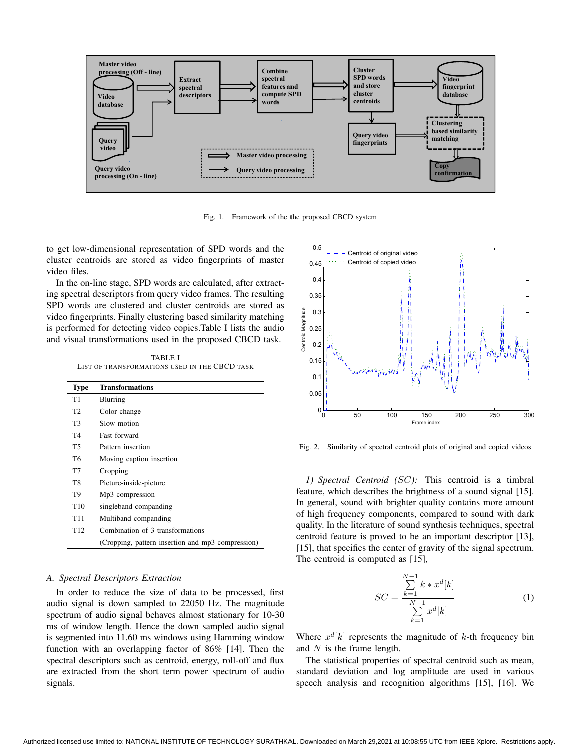Fig. 1. Framework of the the proposed CBCD system

to get low-dimensional representation of SPD words and the cluster centroids are stored as video fingerprints of master video files.

In the on-line stage, SPD words are calculated, after extracting spectral descriptors from query video frames. The resulting SPD words are clustered and cluster centroids are stored as video fingerprints. Finally clustering based similarity matching is performed for detecting video copies.Table I lists the audio and visual transformations used in the proposed CBCD task.

TABLE I
LIST OF TRANSFORMATIONS USED IN THE CBCD TASK

| Type | Transformations |
|---|---|
| T1 | Blurring |
| T2 | Color change |
| T3 | Slow motion |
| T4 | Fast forward |
| T5 | Pattern insertion |
| T6 | Moving caption insertion |
| T7 | Cropping |
| T8 | Picture-inside-picture |
| T9 | Mp3 compression |
| T10 | singleband companding |
| T11 | Multiband companding |
| T12 | Combination of 3 transformations (Cropping, pattern insertion and mp3 compression) |

### *A. Spectral Descriptors Extraction*

In order to reduce the size of data to be processed, first audio signal is down sampled to 22050 Hz. The magnitude spectrum of audio signal behaves almost stationary for 10-30 ms of window length. Hence the down sampled audio signal is segmented into 11.60 ms windows using Hamming window function with an overlapping factor of 86% [14]. Then the spectral descriptors such as centroid, energy, roll-off and flux are extracted from the short term power spectrum of audio signals.

Fig. 2. Similarity of spectral centroid plots of original and copied videos

*1) Spectral Centroid ($SC$):* This centroid is a timbral feature, which describes the brightness of a sound signal [15]. In general, sound with brighter quality contains more amount of high frequency components, compared to sound with dark quality. In the literature of sound synthesis techniques, spectral centroid feature is proved to be an important descriptor [13], [15], that specifies the center of gravity of the signal spectrum. The centroid is computed as [15],

$$SC = \frac{\sum_{k=1}^{N-1} k * x^d[k]}{\sum_{k=1}^{N-1} x^d[k]} \tag{1}$$

Where $x^d[k]$ represents the magnitude of $k$-th frequency bin and $N$ is the frame length.

The statistical properties of spectral centroid such as mean, standard deviation and log amplitude are used in various speech analysis and recognition algorithms [15], [16]. We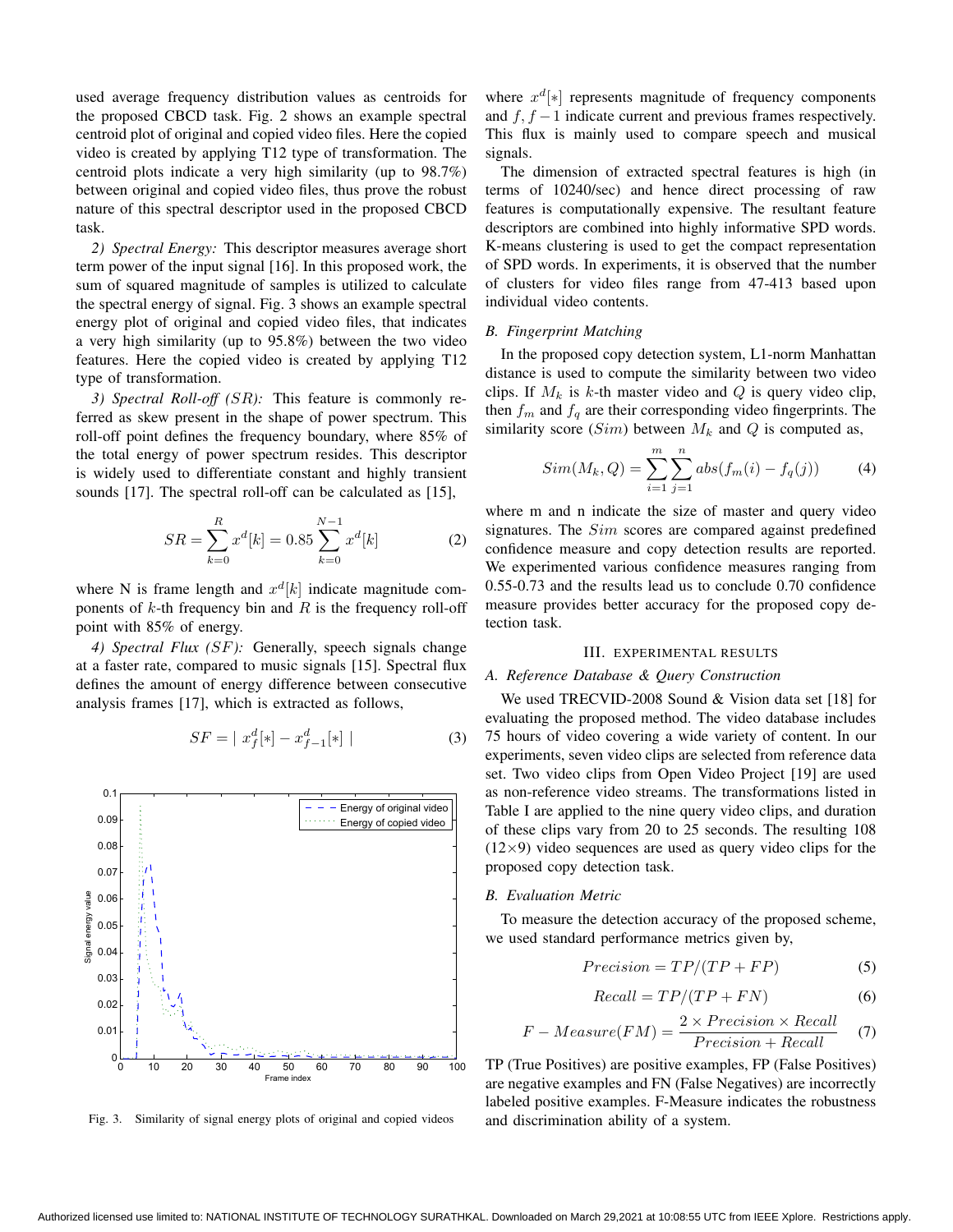used average frequency distribution values as centroids for the proposed CBCD task. Fig. 2 shows an example spectral centroid plot of original and copied video files. Here the copied video is created by applying T12 type of transformation. The centroid plots indicate a very high similarity (up to 98.7%) between original and copied video files, thus prove the robust nature of this spectral descriptor used in the proposed CBCD task.

*2) Spectral Energy:* This descriptor measures average short term power of the input signal [16]. In this proposed work, the sum of squared magnitude of samples is utilized to calculate the spectral energy of signal. Fig. 3 shows an example spectral energy plot of original and copied video files, that indicates a very high similarity (up to 95.8%) between the two video features. Here the copied video is created by applying T12 type of transformation.

*3) Spectral Roll-off $(SR)$:* This feature is commonly referred as skew present in the shape of power spectrum. This roll-off point defines the frequency boundary, where 85% of the total energy of power spectrum resides. This descriptor is widely used to differentiate constant and highly transient sounds [17]. The spectral roll-off can be calculated as [15],

$$SR = \sum_{k=0}^{R} x^d[k] = 0.85 \sum_{k=0}^{N-1} x^d[k] \tag{2}$$

where N is frame length and $x^d[k]$ indicate magnitude components of $k$-th frequency bin and $R$ is the frequency roll-off point with 85% of energy.

*4) Spectral Flux $(SF)$:* Generally, speech signals change at a faster rate, compared to music signals [15]. Spectral flux defines the amount of energy difference between consecutive analysis frames [17], which is extracted as follows,

$$SF = | \; x_f^d[*] - x_{f-1}^d[*] \; | \tag{3}$$

Fig. 3. Similarity of signal energy plots of original and copied videos

where $x^d[*]$ represents magnitude of frequency components and $f, f-1$ indicate current and previous frames respectively. This flux is mainly used to compare speech and musical signals.

The dimension of extracted spectral features is high (in terms of 10240/sec) and hence direct processing of raw features is computationally expensive. The resultant feature descriptors are combined into highly informative SPD words. K-means clustering is used to get the compact representation of SPD words. In experiments, it is observed that the number of clusters for video files range from 47-413 based upon individual video contents.

### B. Fingerprint Matching

In the proposed copy detection system, L1-norm Manhattan distance is used to compute the similarity between two video clips. If $M_k$ is $k$-th master video and $Q$ is query video clip, then $f_m$ and $f_q$ are their corresponding video fingerprints. The similarity score $(Sim)$ between $M_k$ and $Q$ is computed as,

$$Sim(M_k, Q) = \sum_{i=1}^{m} \sum_{j=1}^{n} abs(f_m(i) - f_q(j)) \tag{4}$$

where m and n indicate the size of master and query video signatures. The $Sim$ scores are compared against predefined confidence measure and copy detection results are reported. We experimented various confidence measures ranging from 0.55-0.73 and the results lead us to conclude 0.70 confidence measure provides better accuracy for the proposed copy detection task.

## III. Experimental Results

### A. Reference Database & Query Construction

We used TRECVID-2008 Sound & Vision data set [18] for evaluating the proposed method. The video database includes 75 hours of video covering a wide variety of content. In our experiments, seven video clips are selected from reference data set. Two video clips from Open Video Project [19] are used as non-reference video streams. The transformations listed in Table I are applied to the nine query video clips, and duration of these clips vary from 20 to 25 seconds. The resulting 108 (12×9) video sequences are used as query video clips for the proposed copy detection task.

### B. Evaluation Metric

To measure the detection accuracy of the proposed scheme, we used standard performance metrics given by,

$$Precision = TP/(TP + FP) \tag{5}$$

$$Recall = TP/(TP + FN) \tag{6}$$

$$F - Measure(FM) = \frac{2 \times Precision \times Recall}{Precision + Recall} \tag{7}$$

TP (True Positives) are positive examples, FP (False Positives) are negative examples and FN (False Negatives) are incorrectly labeled positive examples. F-Measure indicates the robustness and discrimination ability of a system.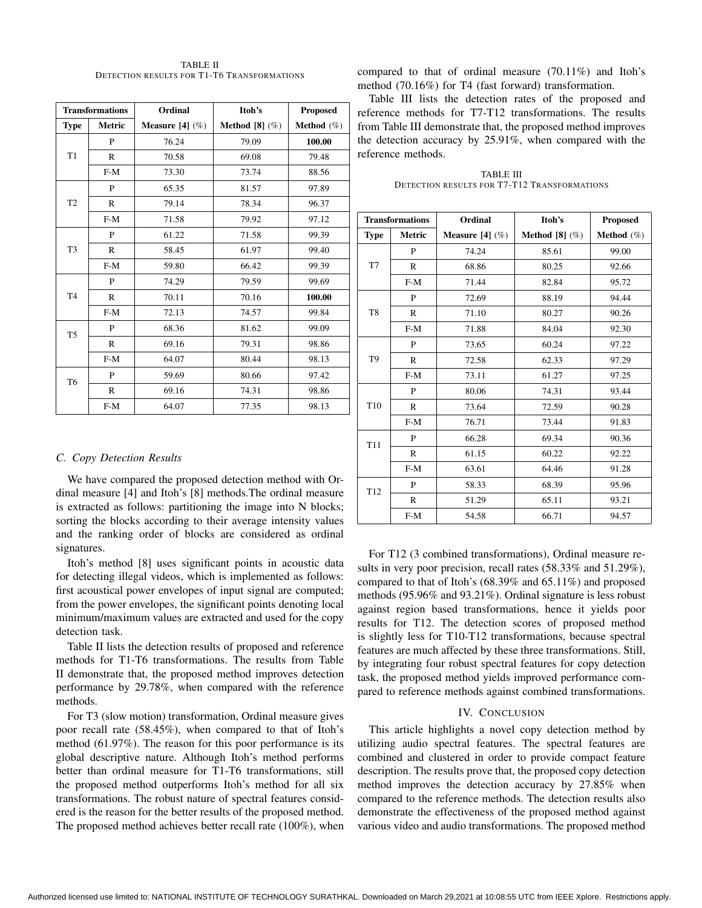TABLE II
DETECTION RESULTS FOR T1-T6 TRANSFORMATIONS

| Transformations | | Ordinal | Itoh's | Proposed |
|---|---|---|---|---|
| Type | Metric | Measure [4] (%) | Method [8] (%) | Method (%) |
| T1 | P | 76.24 | 79.09 | **100.00** |
| | R | 70.58 | 69.08 | 79.48 |
| | F-M | 73.30 | 73.74 | 88.56 |
| T2 | P | 65.35 | 81.57 | 97.89 |
| | R | 79.14 | 78.34 | 96.37 |
| | F-M | 71.58 | 79.92 | 97.12 |
| T3 | P | 61.22 | 71.58 | 99.39 |
| | R | 58.45 | 61.97 | 99.40 |
| | F-M | 59.80 | 66.42 | 99.39 |
| T4 | P | 74.29 | 79.59 | 99.69 |
| | R | 70.11 | 70.16 | **100.00** |
| | F-M | 72.13 | 74.57 | 99.84 |
| T5 | P | 68.36 | 81.62 | 99.09 |
| | R | 69.16 | 79.31 | 98.86 |
| | F-M | 64.07 | 80.44 | 98.13 |
| T6 | P | 59.69 | 80.66 | 97.42 |
| | R | 69.16 | 74.31 | 98.86 |
| | F-M | 64.07 | 77.35 | 98.13 |

### *C. Copy Detection Results*

We have compared the proposed detection method with Ordinal measure [4] and Itoh's [8] methods.The ordinal measure is extracted as follows: partitioning the image into N blocks; sorting the blocks according to their average intensity values and the ranking order of blocks are considered as ordinal signatures.

Itoh's method [8] uses significant points in acoustic data for detecting illegal videos, which is implemented as follows: first acoustical power envelopes of input signal are computed; from the power envelopes, the significant points denoting local minimum/maximum values are extracted and used for the copy detection task.

Table II lists the detection results of proposed and reference methods for T1-T6 transformations. The results from Table II demonstrate that, the proposed method improves detection performance by 29.78%, when compared with the reference methods.

For T3 (slow motion) transformation, Ordinal measure gives poor recall rate (58.45%), when compared to that of Itoh's method (61.97%). The reason for this poor performance is its global descriptive nature. Although Itoh's method performs better than ordinal measure for T1-T6 transformations, still the proposed method outperforms Itoh's method for all six transformations. The robust nature of spectral features considered is the reason for the better results of the proposed method. The proposed method achieves better recall rate (100%), when compared to that of ordinal measure (70.11%) and Itoh's method (70.16%) for T4 (fast forward) transformation.

Table III lists the detection rates of the proposed and reference methods for T7-T12 transformations. The results from Table III demonstrate that, the proposed method improves the detection accuracy by 25.91%, when compared with the reference methods.

TABLE III
DETECTION RESULTS FOR T7-T12 TRANSFORMATIONS

| Transformations | | Ordinal | Itoh's | Proposed |
|---|---|---|---|---|
| Type | Metric | Measure [4] (%) | Method [8] (%) | Method (%) |
| T7 | P | 74.24 | 85.61 | 99.00 |
| | R | 68.86 | 80.25 | 92.66 |
| | F-M | 71.44 | 82.84 | 95.72 |
| T8 | P | 72.69 | 88.19 | 94.44 |
| | R | 71.10 | 80.27 | 90.26 |
| | F-M | 71.88 | 84.04 | 92.30 |
| T9 | P | 73.65 | 60.24 | 97.22 |
| | R | 72.58 | 62.33 | 97.29 |
| | F-M | 73.11 | 61.27 | 97.25 |
| T10 | P | 80.06 | 74.31 | 93.44 |
| | R | 73.64 | 72.59 | 90.28 |
| | F-M | 76.71 | 73.44 | 91.83 |
| T11 | P | 66.28 | 69.34 | 90.36 |
| | R | 61.15 | 60.22 | 92.22 |
| | F-M | 63.61 | 64.46 | 91.28 |
| T12 | P | 58.33 | 68.39 | 95.96 |
| | R | 51.29 | 65.11 | 93.21 |
| | F-M | 54.58 | 66.71 | 94.57 |

For T12 (3 combined transformations), Ordinal measure results in very poor precision, recall rates (58.33% and 51.29%), compared to that of Itoh's (68.39% and 65.11%) and proposed methods (95.96% and 93.21%). Ordinal signature is less robust against region based transformations, hence it yields poor results for T12. The detection scores of proposed method is slightly less for T10-T12 transformations, because spectral features are much affected by these three transformations. Still, by integrating four robust spectral features for copy detection task, the proposed method yields improved performance compared to reference methods against combined transformations.

## IV. CONCLUSION

This article highlights a novel copy detection method by utilizing audio spectral features. The spectral features are combined and clustered in order to provide compact feature description. The results prove that, the proposed copy detection method improves the detection accuracy by 27.85% when compared to the reference methods. The detection results also demonstrate the effectiveness of the proposed method against various video and audio transformations. The proposed method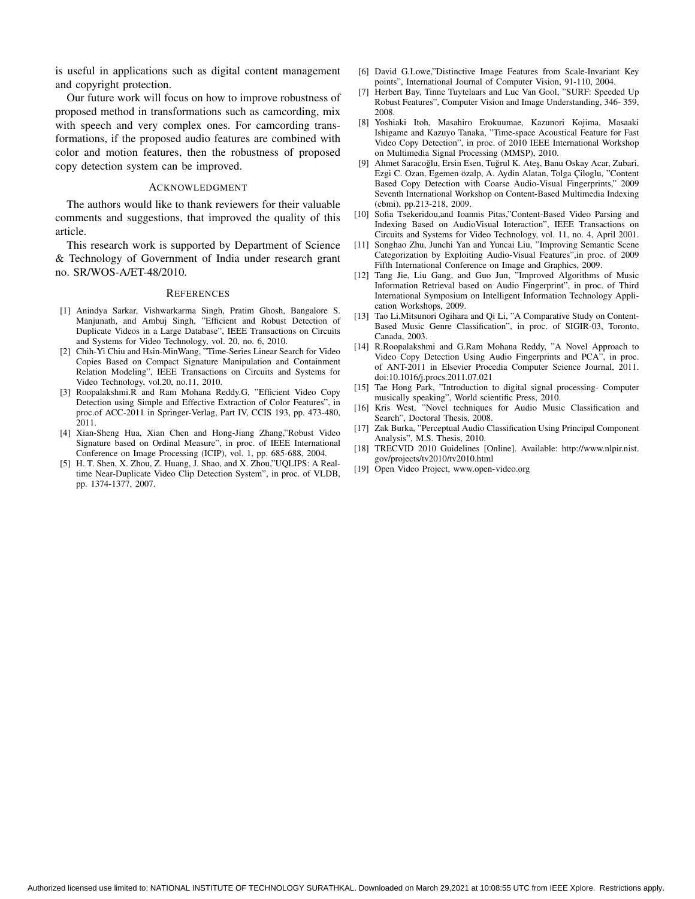is useful in applications such as digital content management and copyright protection.

Our future work will focus on how to improve robustness of proposed method in transformations such as camcording, mix with speech and very complex ones. For camcording transformations, if the proposed audio features are combined with color and motion features, then the robustness of proposed copy detection system can be improved.

## ACKNOWLEDGMENT

The authors would like to thank reviewers for their valuable comments and suggestions, that improved the quality of this article.

This research work is supported by Department of Science & Technology of Government of India under research grant no. SR/WOS-A/ET-48/2010.

## REFERENCES

[1] Anindya Sarkar, Vishwarkarma Singh, Pratim Ghosh, Bangalore S. Manjunath, and Ambuj Singh, "Efficient and Robust Detection of Duplicate Videos in a Large Database", IEEE Transactions on Circuits and Systems for Video Technology, vol. 20, no. 6, 2010.

[2] Chih-Yi Chiu and Hsin-MinWang, "Time-Series Linear Search for Video Copies Based on Compact Signature Manipulation and Containment Relation Modeling", IEEE Transactions on Circuits and Systems for Video Technology, vol.20, no.11, 2010.

[3] Roopalakshmi.R and Ram Mohana Reddy.G, "Efficient Video Copy Detection using Simple and Effective Extraction of Color Features", in proc.of ACC-2011 in Springer-Verlag, Part IV, CCIS 193, pp. 473-480, 2011.

[4] Xian-Sheng Hua, Xian Chen and Hong-Jiang Zhang,"Robust Video Signature based on Ordinal Measure", in proc. of IEEE International Conference on Image Processing (ICIP), vol. 1, pp. 685-688, 2004.

[5] H. T. Shen, X. Zhou, Z. Huang, J. Shao, and X. Zhou,"UQLIPS: A Real-time Near-Duplicate Video Clip Detection System", in proc. of VLDB, pp. 1374-1377, 2007.

[6] David G.Lowe,"Distinctive Image Features from Scale-Invariant Key points", International Journal of Computer Vision, 91-110, 2004.

[7] Herbert Bay, Tinne Tuytelaars and Luc Van Gool, "SURF: Speeded Up Robust Features", Computer Vision and Image Understanding, 346- 359, 2008.

[8] Yoshiaki Itoh, Masahiro Erokuumae, Kazunori Kojima, Masaaki Ishigame and Kazuyo Tanaka, "Time-space Acoustical Feature for Fast Video Copy Detection", in proc. of 2010 IEEE International Workshop on Multimedia Signal Processing (MMSP), 2010.

[9] Ahmet Saracoğlu, Ersin Esen, Tuğrul K. Ateş, Banu Oskay Acar, Zubari, Ezgi C. Ozan, Egemen özalp, A. Aydin Alatan, Tolga Çiloglu, "Content Based Copy Detection with Coarse Audio-Visual Fingerprints," 2009 Seventh International Workshop on Content-Based Multimedia Indexing (cbmi), pp.213-218, 2009.

[10] Sofia Tsekeridou,and Ioannis Pitas,"Content-Based Video Parsing and Indexing Based on AudioVisual Interaction", IEEE Transactions on Circuits and Systems for Video Technology, vol. 11, no. 4, April 2001.

[11] Songhao Zhu, Junchi Yan and Yuncai Liu, "Improving Semantic Scene Categorization by Exploiting Audio-Visual Features",in proc. of 2009 Fifth International Conference on Image and Graphics, 2009.

[12] Tang Jie, Liu Gang, and Guo Jun, "Improved Algorithms of Music Information Retrieval based on Audio Fingerprint", in proc. of Third International Symposium on Intelligent Information Technology Application Workshops, 2009.

[13] Tao Li,Mitsunori Ogihara and Qi Li, "A Comparative Study on Content-Based Music Genre Classification", in proc. of SIGIR-03, Toronto, Canada, 2003.

[14] R.Roopalakshmi and G.Ram Mohana Reddy, "A Novel Approach to Video Copy Detection Using Audio Fingerprints and PCA", in proc. of ANT-2011 in Elsevier Procedia Computer Science Journal, 2011. doi:10.1016/j.procs.2011.07.021

[15] Tae Hong Park, "Introduction to digital signal processing- Computer musically speaking", World scientific Press, 2010.

[16] Kris West, "Novel techniques for Audio Music Classification and Search", Doctoral Thesis, 2008.

[17] Zak Burka, "Perceptual Audio Classification Using Principal Component Analysis", M.S. Thesis, 2010.

[18] TRECVID 2010 Guidelines [Online]. Available: http://www.nlpir.nist.gov/projects/tv2010/tv2010.html

[19] Open Video Project, www.open-video.org